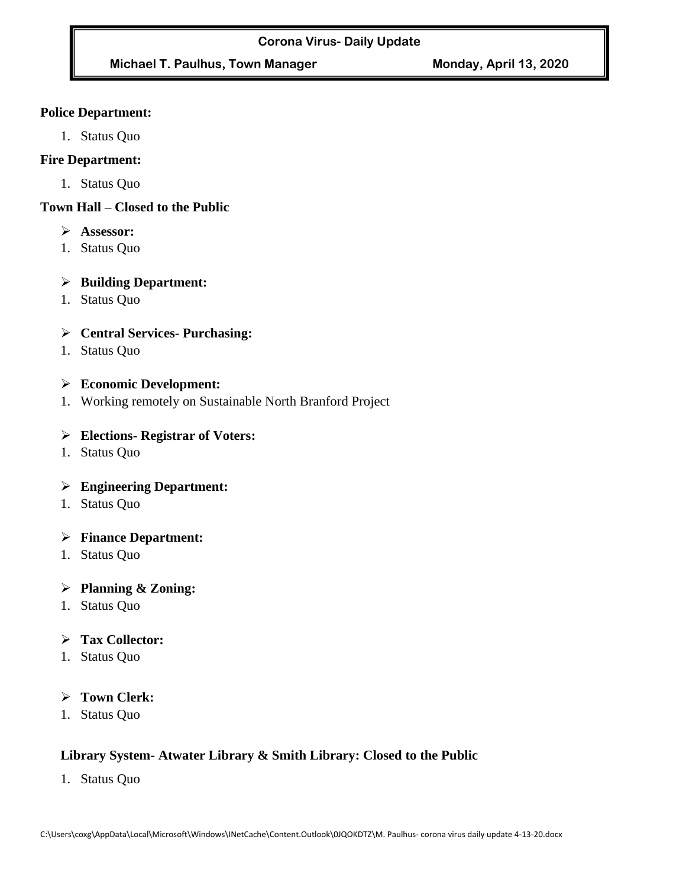**Corona Virus- Daily Update**

**Michael T. Paulhus, Town Manager** **Monday, April 13, 2020**

**Police Department:**

1. Status Quo

**Fire Department:**

1. Status Quo

**Town Hall – Closed to the Public**

- **Assessor:**

1. Status Quo

- **Building Department:**

1. Status Quo

- **Central Services- Purchasing:**

1. Status Quo

- **Economic Development:**

1. Working remotely on Sustainable North Branford Project

- **Elections- Registrar of Voters:**

1. Status Quo

- **Engineering Department:**

1. Status Quo

- **Finance Department:**

1. Status Quo

- **Planning & Zoning:**

1. Status Quo

- **Tax Collector:**

1. Status Quo

- **Town Clerk:**

1. Status Quo

**Library System- Atwater Library & Smith Library: Closed to the Public**

1. Status Quo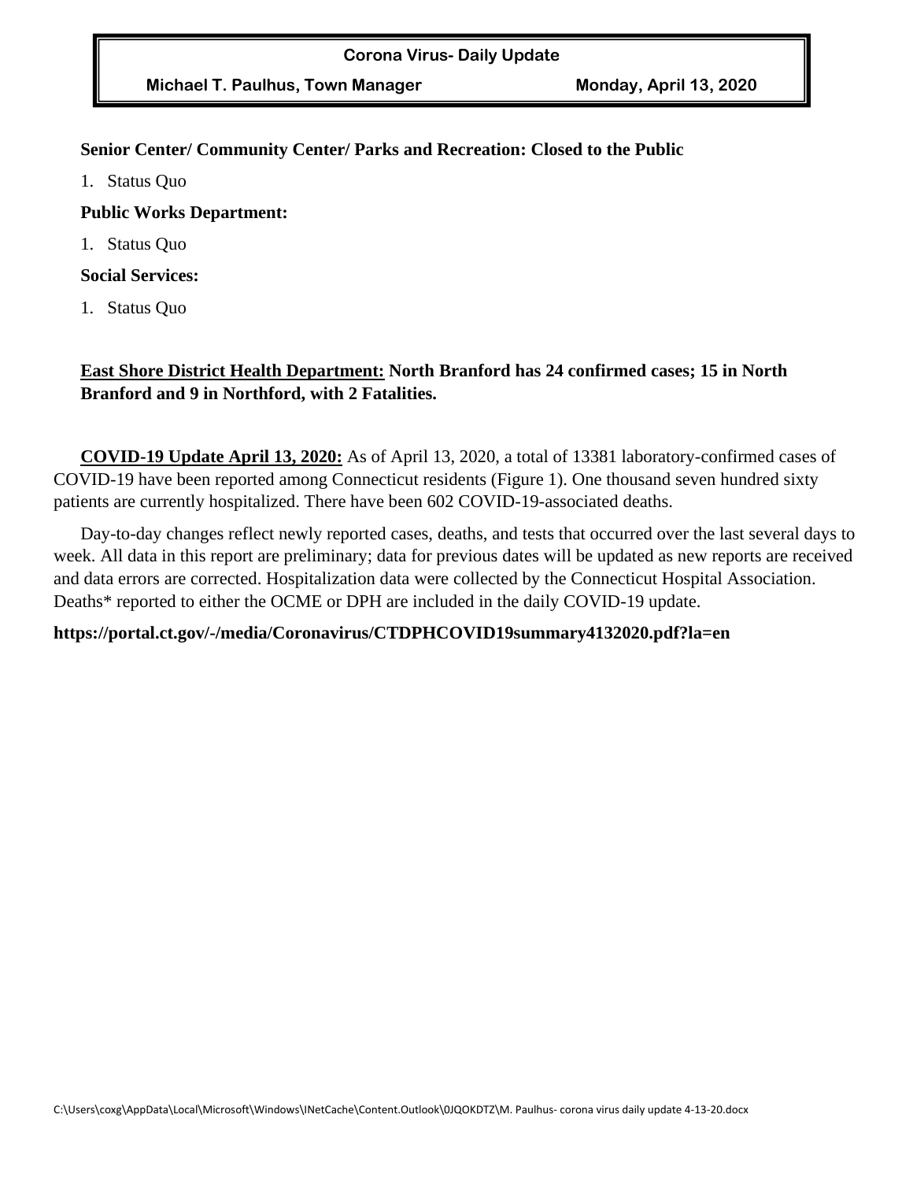**Senior Center/ Community Center/ Parks and Recreation: Closed to the Public**

1. Status Quo

**Public Works Department:**

1. Status Quo

**Social Services:**

1. Status Quo

**East Shore District Health Department: North Branford has 24 confirmed cases; 15 in North Branford and 9 in Northford, with 2 Fatalities.**

**COVID-19 Update April 13, 2020:** As of April 13, 2020, a total of 13381 laboratory-confirmed cases of COVID-19 have been reported among Connecticut residents (Figure 1). One thousand seven hundred sixty patients are currently hospitalized. There have been 602 COVID-19-associated deaths.

Day-to-day changes reflect newly reported cases, deaths, and tests that occurred over the last several days to week. All data in this report are preliminary; data for previous dates will be updated as new reports are received and data errors are corrected. Hospitalization data were collected by the Connecticut Hospital Association. Deaths* reported to either the OCME or DPH are included in the daily COVID-19 update.

**https://portal.ct.gov/-/media/Coronavirus/CTDPHCOVID19summary4132020.pdf?la=en**